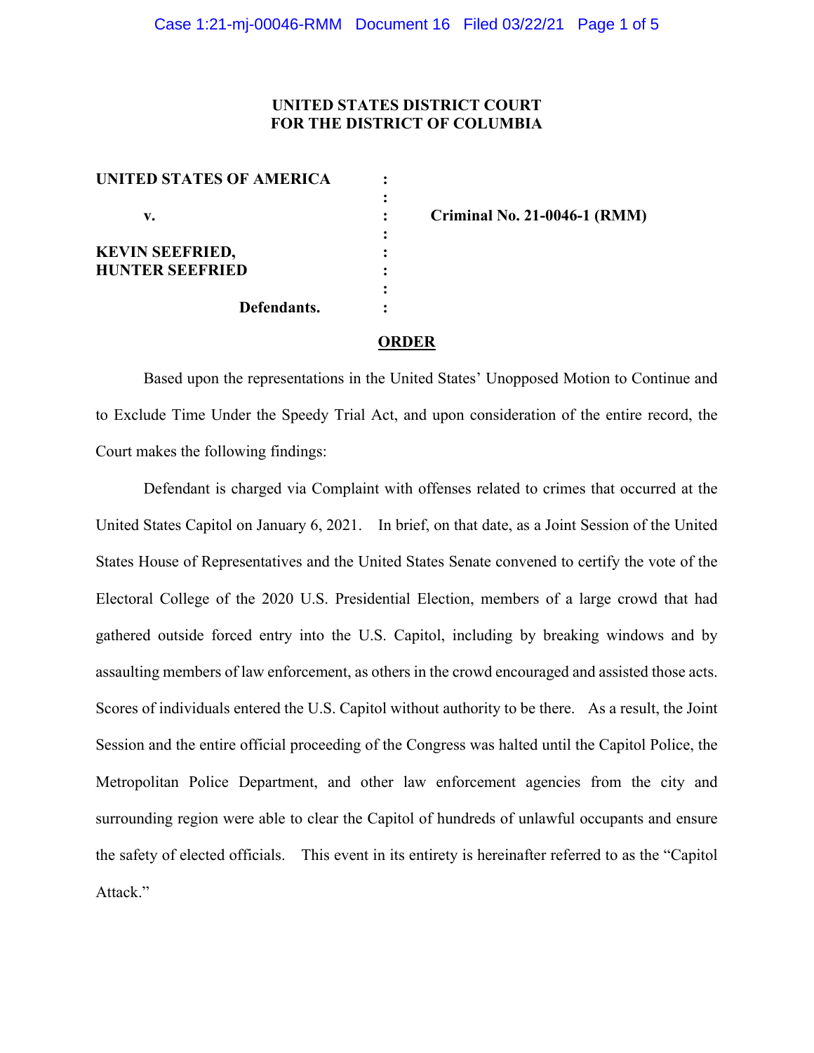**UNITED STATES DISTRICT COURT**
**FOR THE DISTRICT OF COLUMBIA**

| | | |
|---|---|---|
| **UNITED STATES OF AMERICA** | : | |
| | : | |
| **v.** | : | **Criminal No. 21-0046-1 (RMM)** |
| | : | |
| **KEVIN SEEFRIED,** | : | |
| **HUNTER SEEFRIED** | : | |
| | : | |
| **Defendants.** | : | |

**ORDER**

Based upon the representations in the United States' Unopposed Motion to Continue and to Exclude Time Under the Speedy Trial Act, and upon consideration of the entire record, the Court makes the following findings:

Defendant is charged via Complaint with offenses related to crimes that occurred at the United States Capitol on January 6, 2021. In brief, on that date, as a Joint Session of the United States House of Representatives and the United States Senate convened to certify the vote of the Electoral College of the 2020 U.S. Presidential Election, members of a large crowd that had gathered outside forced entry into the U.S. Capitol, including by breaking windows and by assaulting members of law enforcement, as others in the crowd encouraged and assisted those acts. Scores of individuals entered the U.S. Capitol without authority to be there. As a result, the Joint Session and the entire official proceeding of the Congress was halted until the Capitol Police, the Metropolitan Police Department, and other law enforcement agencies from the city and surrounding region were able to clear the Capitol of hundreds of unlawful occupants and ensure the safety of elected officials. This event in its entirety is hereinafter referred to as the "Capitol Attack."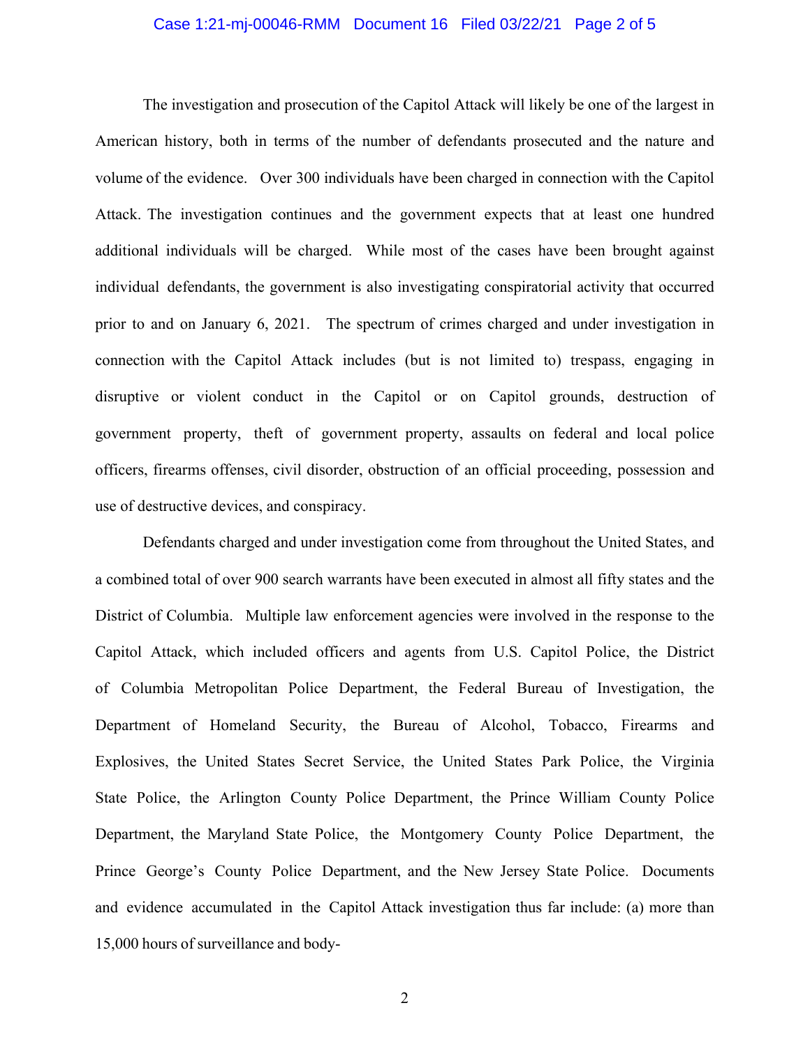The investigation and prosecution of the Capitol Attack will likely be one of the largest in American history, both in terms of the number of defendants prosecuted and the nature and volume of the evidence. Over 300 individuals have been charged in connection with the Capitol Attack. The investigation continues and the government expects that at least one hundred additional individuals will be charged. While most of the cases have been brought against individual defendants, the government is also investigating conspiratorial activity that occurred prior to and on January 6, 2021. The spectrum of crimes charged and under investigation in connection with the Capitol Attack includes (but is not limited to) trespass, engaging in disruptive or violent conduct in the Capitol or on Capitol grounds, destruction of government property, theft of government property, assaults on federal and local police officers, firearms offenses, civil disorder, obstruction of an official proceeding, possession and use of destructive devices, and conspiracy.

Defendants charged and under investigation come from throughout the United States, and a combined total of over 900 search warrants have been executed in almost all fifty states and the District of Columbia. Multiple law enforcement agencies were involved in the response to the Capitol Attack, which included officers and agents from U.S. Capitol Police, the District of Columbia Metropolitan Police Department, the Federal Bureau of Investigation, the Department of Homeland Security, the Bureau of Alcohol, Tobacco, Firearms and Explosives, the United States Secret Service, the United States Park Police, the Virginia State Police, the Arlington County Police Department, the Prince William County Police Department, the Maryland State Police, the Montgomery County Police Department, the Prince George's County Police Department, and the New Jersey State Police. Documents and evidence accumulated in the Capitol Attack investigation thus far include: (a) more than 15,000 hours of surveillance and body-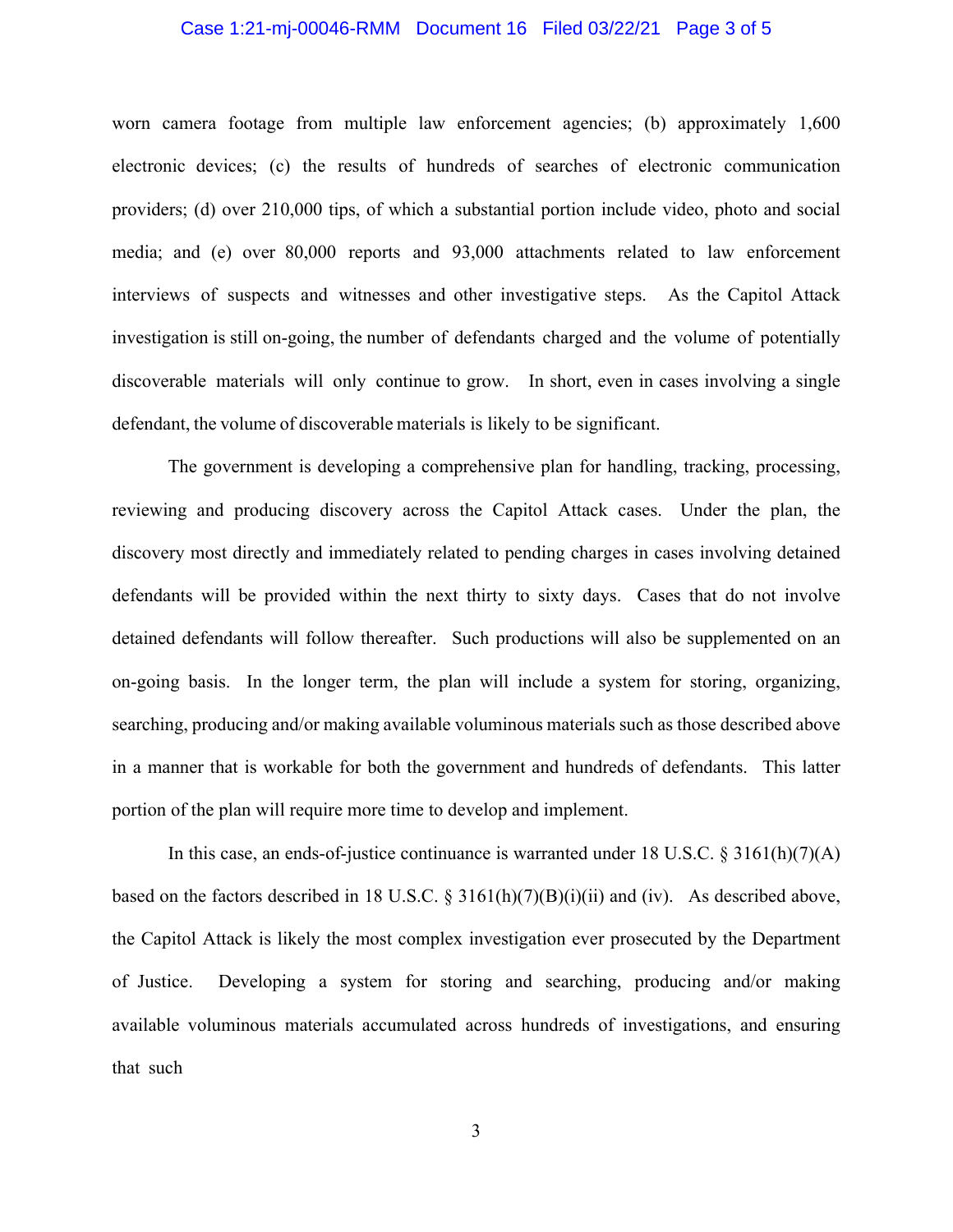worn camera footage from multiple law enforcement agencies; (b) approximately 1,600 electronic devices; (c) the results of hundreds of searches of electronic communication providers; (d) over 210,000 tips, of which a substantial portion include video, photo and social media; and (e) over 80,000 reports and 93,000 attachments related to law enforcement interviews of suspects and witnesses and other investigative steps. As the Capitol Attack investigation is still on-going, the number of defendants charged and the volume of potentially discoverable materials will only continue to grow. In short, even in cases involving a single defendant, the volume of discoverable materials is likely to be significant.

The government is developing a comprehensive plan for handling, tracking, processing, reviewing and producing discovery across the Capitol Attack cases. Under the plan, the discovery most directly and immediately related to pending charges in cases involving detained defendants will be provided within the next thirty to sixty days. Cases that do not involve detained defendants will follow thereafter. Such productions will also be supplemented on an on-going basis. In the longer term, the plan will include a system for storing, organizing, searching, producing and/or making available voluminous materials such as those described above in a manner that is workable for both the government and hundreds of defendants. This latter portion of the plan will require more time to develop and implement.

In this case, an ends-of-justice continuance is warranted under 18 U.S.C. § 3161(h)(7)(A) based on the factors described in 18 U.S.C. § 3161(h)(7)(B)(i)(ii) and (iv). As described above, the Capitol Attack is likely the most complex investigation ever prosecuted by the Department of Justice. Developing a system for storing and searching, producing and/or making available voluminous materials accumulated across hundreds of investigations, and ensuring that such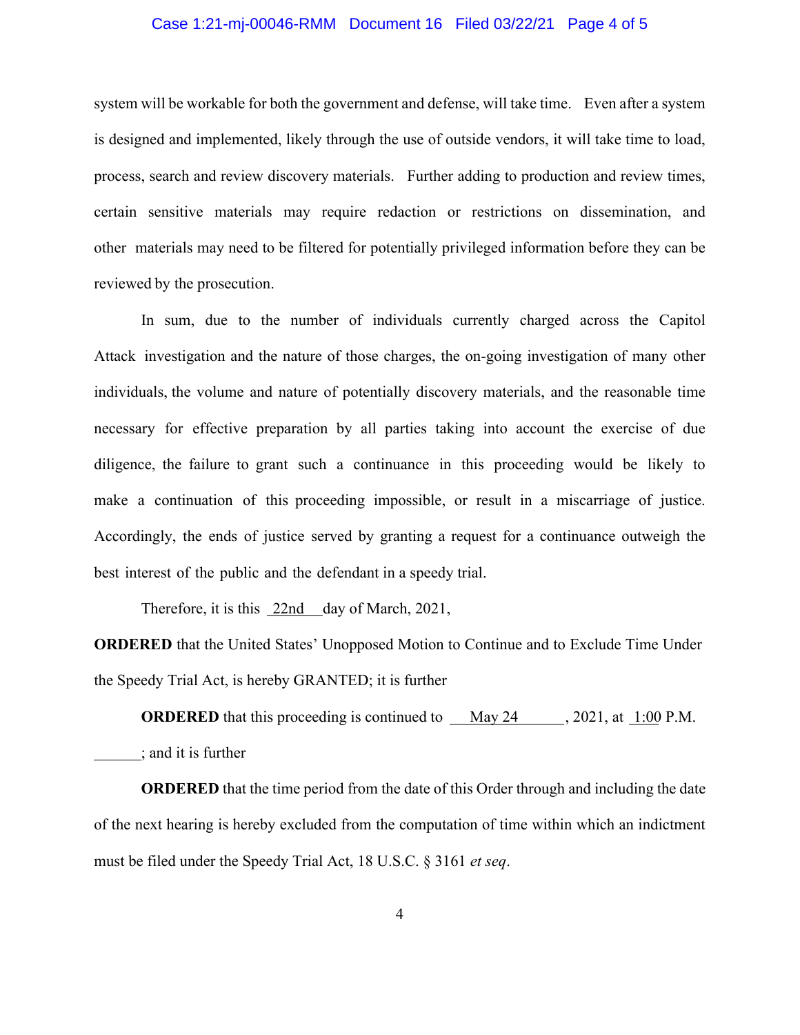system will be workable for both the government and defense, will take time. Even after a system is designed and implemented, likely through the use of outside vendors, it will take time to load, process, search and review discovery materials. Further adding to production and review times, certain sensitive materials may require redaction or restrictions on dissemination, and other materials may need to be filtered for potentially privileged information before they can be reviewed by the prosecution.

In sum, due to the number of individuals currently charged across the Capitol Attack investigation and the nature of those charges, the on-going investigation of many other individuals, the volume and nature of potentially discovery materials, and the reasonable time necessary for effective preparation by all parties taking into account the exercise of due diligence, the failure to grant such a continuance in this proceeding would be likely to make a continuation of this proceeding impossible, or result in a miscarriage of justice. Accordingly, the ends of justice served by granting a request for a continuance outweigh the best interest of the public and the defendant in a speedy trial.

Therefore, it is this 22nd day of March, 2021,

**ORDERED** that the United States' Unopposed Motion to Continue and to Exclude Time Under the Speedy Trial Act, is hereby GRANTED; it is further

**ORDERED** that this proceeding is continued to May 24, 2021, at 1:00 P.M. ______; and it is further

**ORDERED** that the time period from the date of this Order through and including the date of the next hearing is hereby excluded from the computation of time within which an indictment must be filed under the Speedy Trial Act, 18 U.S.C. § 3161 *et seq*.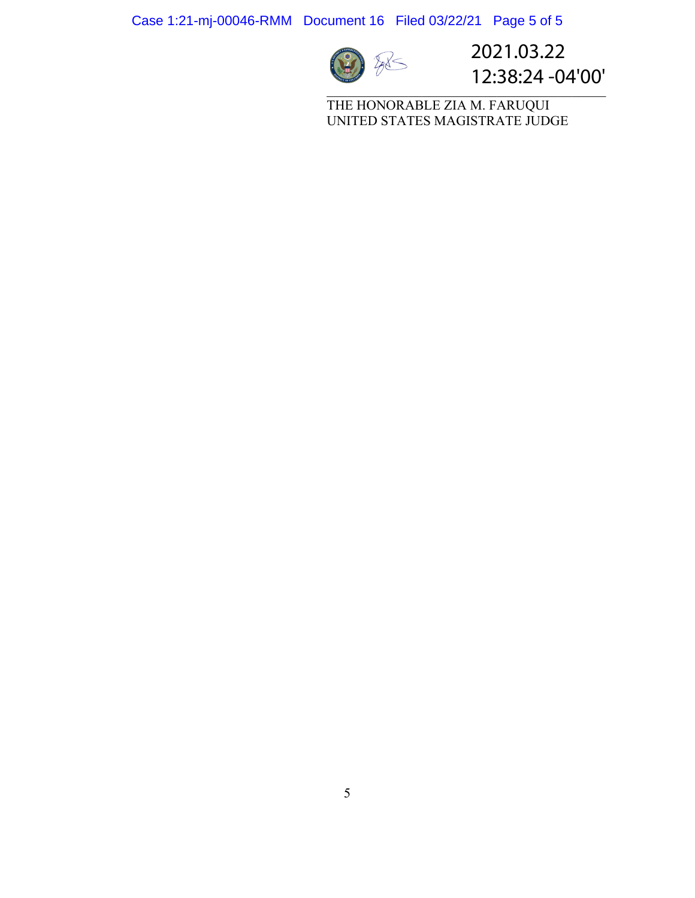2021.03.22
12:38:24 -04'00'

THE HONORABLE ZIA M. FARUQUI
UNITED STATES MAGISTRATE JUDGE